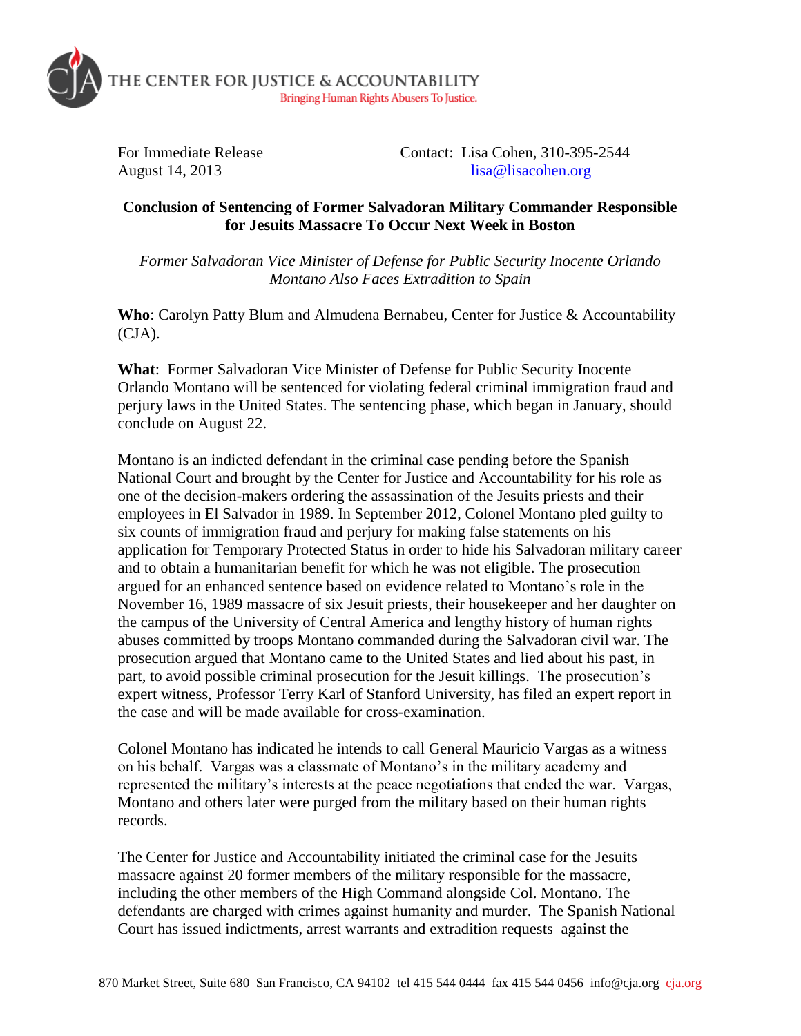THE CENTER FOR JUSTICE & ACCOUNTABILITY
Bringing Human Rights Abusers To Justice.

For Immediate Release
August 14, 2013

Contact: Lisa Cohen, 310-395-2544
lisa@lisacohen.org

**Conclusion of Sentencing of Former Salvadoran Military Commander Responsible for Jesuits Massacre To Occur Next Week in Boston**

*Former Salvadoran Vice Minister of Defense for Public Security Inocente Orlando Montano Also Faces Extradition to Spain*

**Who**: Carolyn Patty Blum and Almudena Bernabeu, Center for Justice & Accountability (CJA).

**What**: Former Salvadoran Vice Minister of Defense for Public Security Inocente Orlando Montano will be sentenced for violating federal criminal immigration fraud and perjury laws in the United States. The sentencing phase, which began in January, should conclude on August 22.

Montano is an indicted defendant in the criminal case pending before the Spanish National Court and brought by the Center for Justice and Accountability for his role as one of the decision-makers ordering the assassination of the Jesuits priests and their employees in El Salvador in 1989. In September 2012, Colonel Montano pled guilty to six counts of immigration fraud and perjury for making false statements on his application for Temporary Protected Status in order to hide his Salvadoran military career and to obtain a humanitarian benefit for which he was not eligible. The prosecution argued for an enhanced sentence based on evidence related to Montano's role in the November 16, 1989 massacre of six Jesuit priests, their housekeeper and her daughter on the campus of the University of Central America and lengthy history of human rights abuses committed by troops Montano commanded during the Salvadoran civil war. The prosecution argued that Montano came to the United States and lied about his past, in part, to avoid possible criminal prosecution for the Jesuit killings. The prosecution's expert witness, Professor Terry Karl of Stanford University, has filed an expert report in the case and will be made available for cross-examination.

Colonel Montano has indicated he intends to call General Mauricio Vargas as a witness on his behalf. Vargas was a classmate of Montano's in the military academy and represented the military's interests at the peace negotiations that ended the war. Vargas, Montano and others later were purged from the military based on their human rights records.

The Center for Justice and Accountability initiated the criminal case for the Jesuits massacre against 20 former members of the military responsible for the massacre, including the other members of the High Command alongside Col. Montano. The defendants are charged with crimes against humanity and murder. The Spanish National Court has issued indictments, arrest warrants and extradition requests against the

870 Market Street, Suite 680 San Francisco, CA 94102 tel 415 544 0444 fax 415 544 0456 info@cja.org cja.org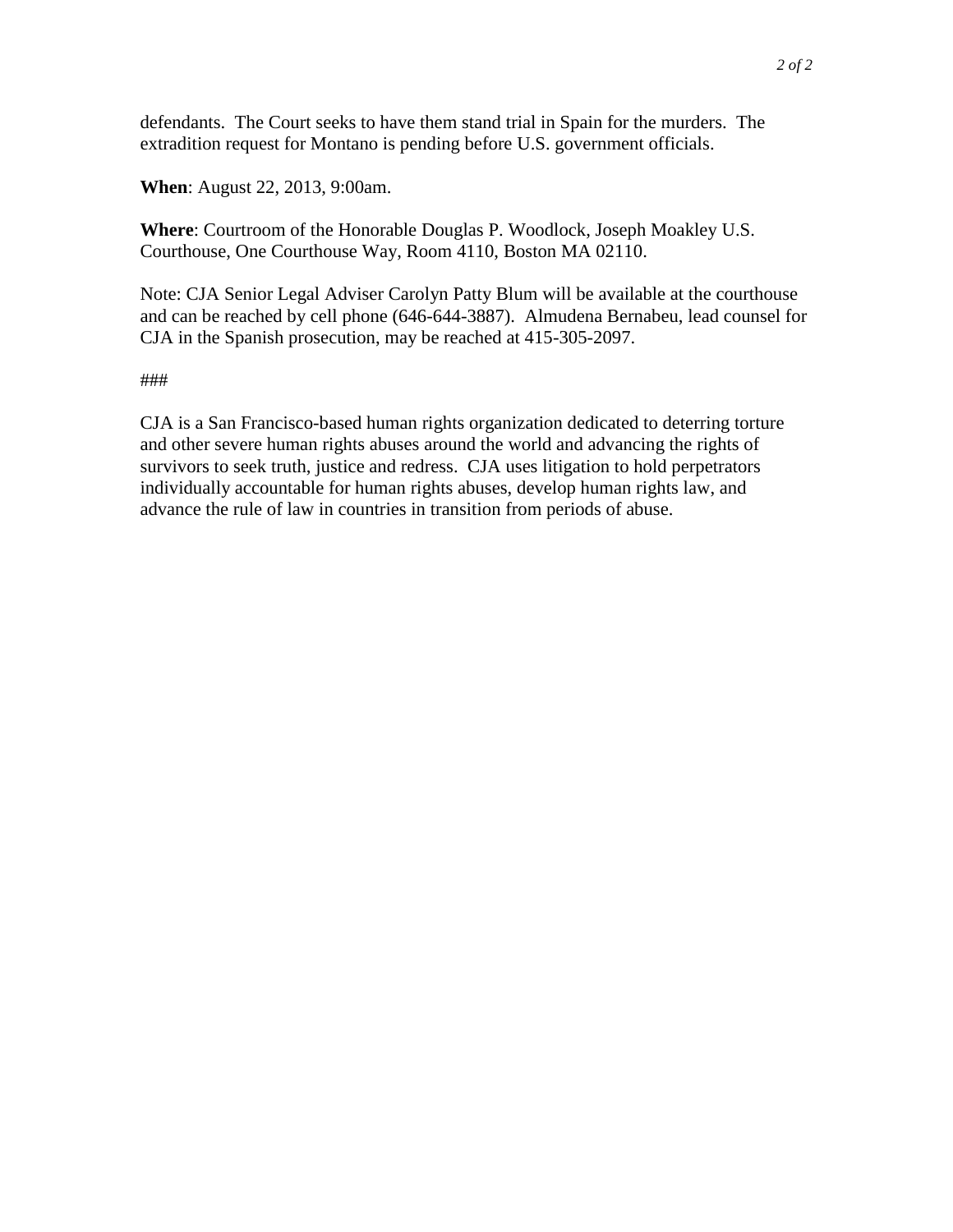defendants. The Court seeks to have them stand trial in Spain for the murders. The extradition request for Montano is pending before U.S. government officials.

**When**: August 22, 2013, 9:00am.

**Where**: Courtroom of the Honorable Douglas P. Woodlock, Joseph Moakley U.S. Courthouse, One Courthouse Way, Room 4110, Boston MA 02110.

Note: CJA Senior Legal Adviser Carolyn Patty Blum will be available at the courthouse and can be reached by cell phone (646-644-3887). Almudena Bernabeu, lead counsel for CJA in the Spanish prosecution, may be reached at 415-305-2097.

###

CJA is a San Francisco-based human rights organization dedicated to deterring torture and other severe human rights abuses around the world and advancing the rights of survivors to seek truth, justice and redress. CJA uses litigation to hold perpetrators individually accountable for human rights abuses, develop human rights law, and advance the rule of law in countries in transition from periods of abuse.